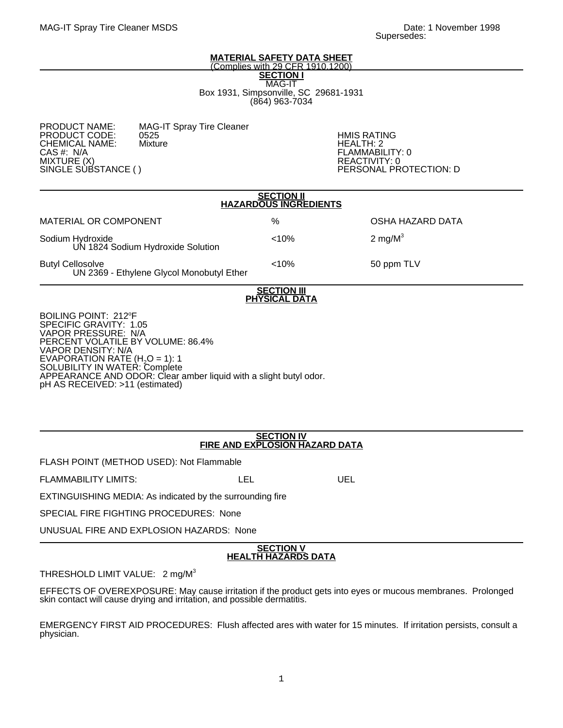MAG-IT Spray Tire Cleaner MSDS

Date: 1 November 1998
Supersedes:

# MATERIAL SAFETY DATA SHEET

(Complies with 29 CFR 1910.1200)

## SECTION I

MAG-IT
Box 1931, Simpsonville, SC 29681-1931
(864) 963-7034

PRODUCT NAME: MAG-IT Spray Tire Cleaner
PRODUCT CODE: 0525
CHEMICAL NAME: Mixture
CAS #: N/A
MIXTURE (X)
SINGLE SUBSTANCE ( )

HMIS RATING
HEALTH: 2
FLAMMABILITY: 0
REACTIVITY: 0
PERSONAL PROTECTION: D

## SECTION II
## HAZARDOUS INGREDIENTS

| MATERIAL OR COMPONENT | % | OSHA HAZARD DATA |
|---|---|---|
| Sodium Hydroxide<br>UN 1824 Sodium Hydroxide Solution | <10% | 2 $mg/M^3$ |
| Butyl Cellosolve<br>UN 2369 - Ethylene Glycol Monobutyl Ether | <10% | 50 ppm TLV |

## SECTION III
## PHYSICAL DATA

BOILING POINT: 212°F
SPECIFIC GRAVITY: 1.05
VAPOR PRESSURE: N/A
PERCENT VOLATILE BY VOLUME: 86.4%
VAPOR DENSITY: N/A
EVAPORATION RATE ($H_2O$ = 1): 1
SOLUBILITY IN WATER: Complete
APPEARANCE AND ODOR: Clear amber liquid with a slight butyl odor.
pH AS RECEIVED: >11 (estimated)

## SECTION IV
## FIRE AND EXPLOSION HAZARD DATA

FLASH POINT (METHOD USED): Not Flammable

FLAMMABILITY LIMITS: LEL UEL

EXTINGUISHING MEDIA: As indicated by the surrounding fire

SPECIAL FIRE FIGHTING PROCEDURES: None

UNUSUAL FIRE AND EXPLOSION HAZARDS: None

## SECTION V
## HEALTH HAZARDS DATA

THRESHOLD LIMIT VALUE: 2 $mg/M^3$

EFFECTS OF OVEREXPOSURE: May cause irritation if the product gets into eyes or mucous membranes. Prolonged skin contact will cause drying and irritation, and possible dermatitis.

EMERGENCY FIRST AID PROCEDURES: Flush affected ares with water for 15 minutes. If irritation persists, consult a physician.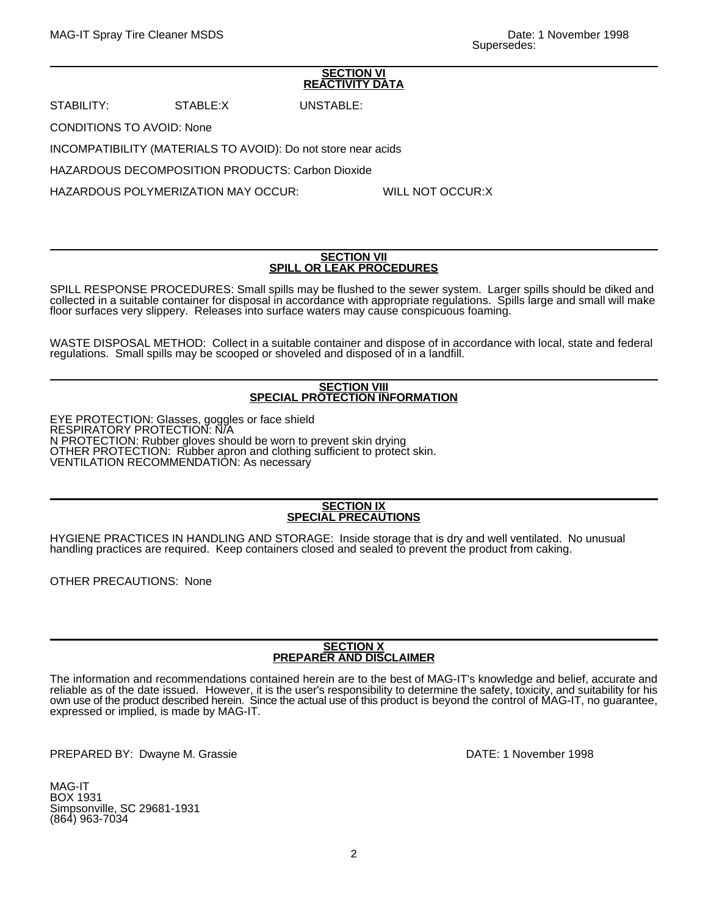## SECTION VI
## REACTIVITY DATA

STABILITY: STABLE:X UNSTABLE:

CONDITIONS TO AVOID: None

INCOMPATIBILITY (MATERIALS TO AVOID): Do not store near acids

HAZARDOUS DECOMPOSITION PRODUCTS: Carbon Dioxide

HAZARDOUS POLYMERIZATION MAY OCCUR: WILL NOT OCCUR:X

## SECTION VII
## SPILL OR LEAK PROCEDURES

SPILL RESPONSE PROCEDURES: Small spills may be flushed to the sewer system. Larger spills should be diked and collected in a suitable container for disposal in accordance with appropriate regulations. Spills large and small will make floor surfaces very slippery. Releases into surface waters may cause conspicuous foaming.

WASTE DISPOSAL METHOD: Collect in a suitable container and dispose of in accordance with local, state and federal regulations. Small spills may be scooped or shoveled and disposed of in a landfill.

## SECTION VIII
## SPECIAL PROTECTION INFORMATION

EYE PROTECTION: Glasses, goggles or face shield
RESPIRATORY PROTECTION: N/A
N PROTECTION: Rubber gloves should be worn to prevent skin drying
OTHER PROTECTION: Rubber apron and clothing sufficient to protect skin.
VENTILATION RECOMMENDATION: As necessary

## SECTION IX
## SPECIAL PRECAUTIONS

HYGIENE PRACTICES IN HANDLING AND STORAGE: Inside storage that is dry and well ventilated. No unusual handling practices are required. Keep containers closed and sealed to prevent the product from caking.

OTHER PRECAUTIONS: None

## SECTION X
## PREPARER AND DISCLAIMER

The information and recommendations contained herein are to the best of MAG-IT's knowledge and belief, accurate and reliable as of the date issued. However, it is the user's responsibility to determine the safety, toxicity, and suitability for his own use of the product described herein. Since the actual use of this product is beyond the control of MAG-IT, no guarantee, expressed or implied, is made by MAG-IT.

PREPARED BY: Dwayne M. Grassie DATE: 1 November 1998

MAG-IT
BOX 1931
Simpsonville, SC 29681-1931
(864) 963-7034